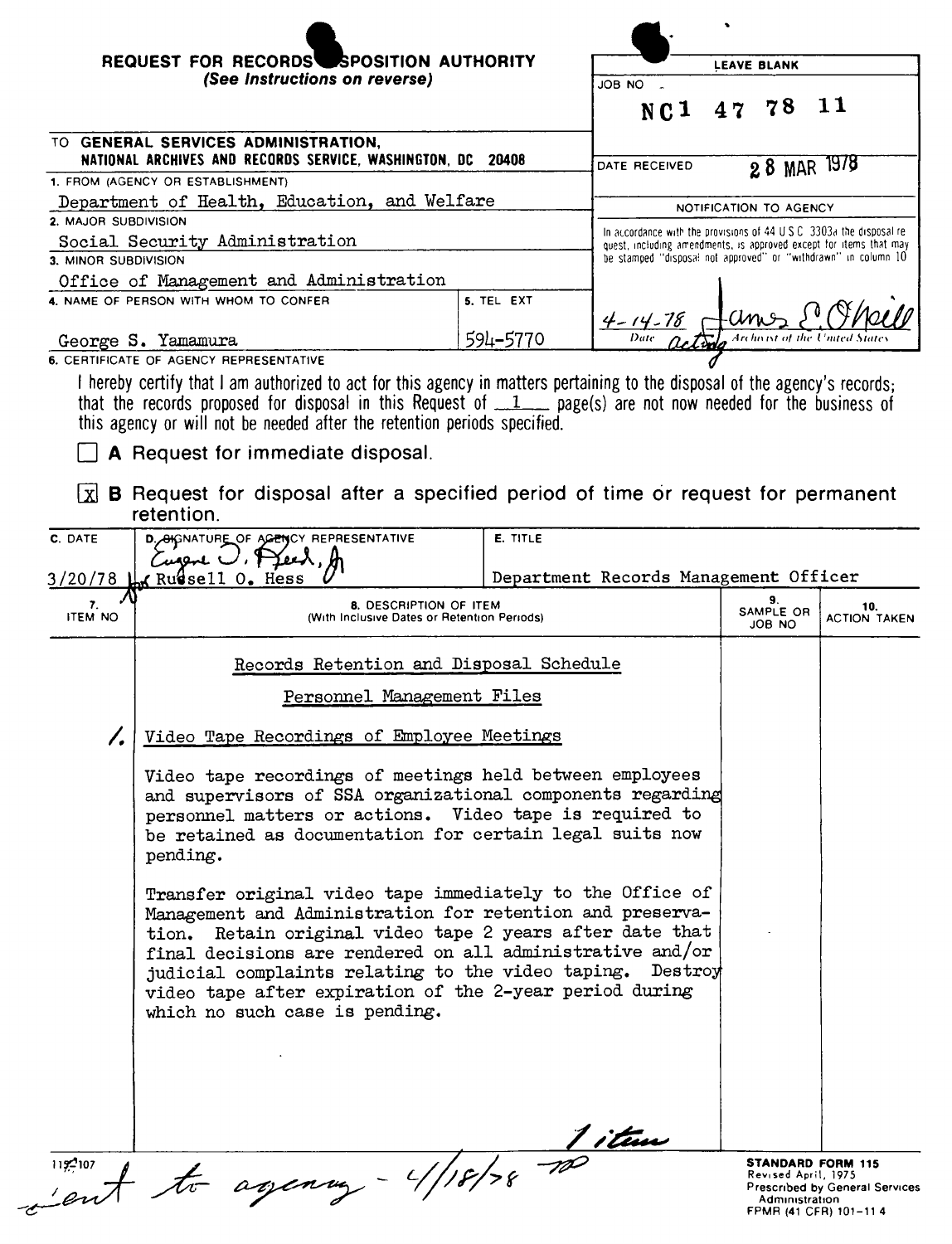**REQUEST FOR RECORDS DISPOSITION AUTHORITY**
*(See Instructions on reverse)*

| LEAVE BLANK | |
|---|---|
| JOB NO | NC1 47 78 11 |
| DATE RECEIVED | 28 MAR 1978 |
| NOTIFICATION TO AGENCY | |

In accordance with the provisions of 44 U.S.C. 3303a the disposal request, including amendments, is approved except for items that may be stamped "disposal not approved" or "withdrawn" in column 10

4-14-78 — James E. O'Neill, Acting Archivist of the United States

TO **GENERAL SERVICES ADMINISTRATION, NATIONAL ARCHIVES AND RECORDS SERVICE, WASHINGTON, DC 20408**

1. FROM (AGENCY OR ESTABLISHMENT)
Department of Health, Education, and Welfare

2. MAJOR SUBDIVISION
Social Security Administration

3. MINOR SUBDIVISION
Office of Management and Administration

4. NAME OF PERSON WITH WHOM TO CONFER: George S. Yamamura

5. TEL EXT: 594-5770

6. CERTIFICATE OF AGENCY REPRESENTATIVE

I hereby certify that I am authorized to act for this agency in matters pertaining to the disposal of the agency's records; that the records proposed for disposal in this Request of 1 page(s) are not now needed for the business of this agency or will not be needed after the retention periods specified.

☐ **A** Request for immediate disposal.

☒ **B** Request for disposal after a specified period of time or request for permanent retention.

| C. DATE | D. SIGNATURE OF AGENCY REPRESENTATIVE | E. TITLE |
|---|---|---|
| 3/20/78 | Eugene O. Reed, Jr. for Russell O. Hess | Department Records Management Officer |

| 7. ITEM NO | 8. DESCRIPTION OF ITEM (With Inclusive Dates or Retention Periods) | 9. SAMPLE OR JOB NO | 10. ACTION TAKEN |
|---|---|---|---|
| | Records Retention and Disposal Schedule | | |
| | Personnel Management Files | | |
| 1. | Video Tape Recordings of Employee Meetings | | |
| | Video tape recordings of meetings held between employees and supervisors of SSA organizational components regarding personnel matters or actions. Video tape is required to be retained as documentation for certain legal suits now pending. | | |
| | Transfer original video tape immediately to the Office of Management and Administration for retention and preservation. Retain original video tape 2 years after date that final decisions are rendered on all administrative and/or judicial complaints relating to the video taping. Destroy video tape after expiration of the 2-year period during which no such case is pending. | | |

1 item

115-107

Sent to agency - 4/18/78

**STANDARD FORM 115**
Revised April, 1975
Prescribed by General Services Administration
FPMR (41 CFR) 101-11.4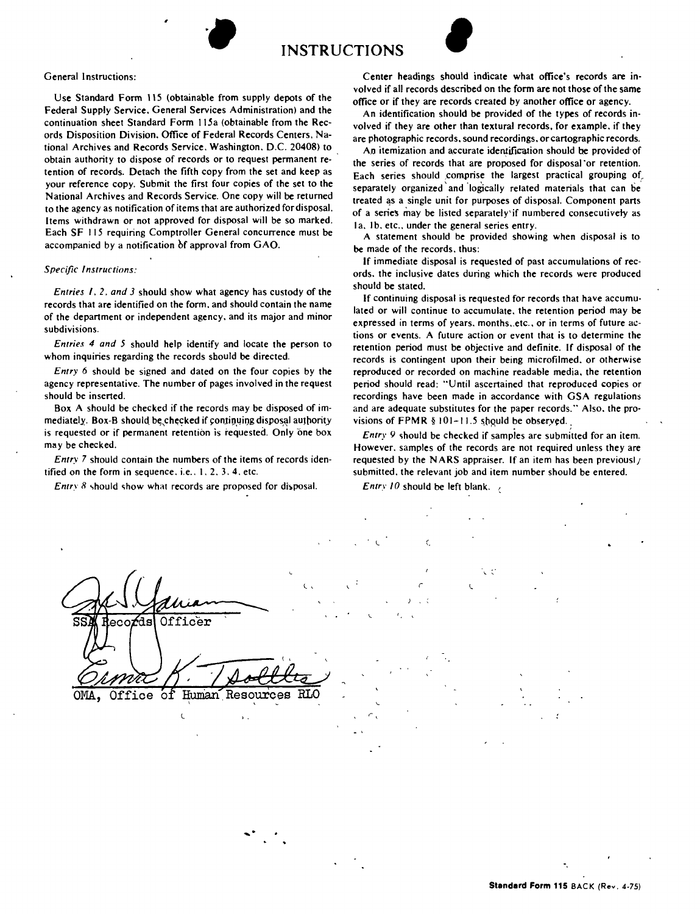# INSTRUCTIONS

General Instructions:

Use Standard Form 115 (obtainable from supply depots of the Federal Supply Service, General Services Administration) and the continuation sheet Standard Form 115a (obtainable from the Records Disposition Division, Office of Federal Records Centers, National Archives and Records Service, Washington, D.C. 20408) to obtain authority to dispose of records or to request permanent retention of records. Detach the fifth copy from the set and keep as your reference copy. Submit the first four copies of the set to the National Archives and Records Service. One copy will be returned to the agency as notification of items that are authorized for disposal. Items withdrawn or not approved for disposal will be so marked. Each SF 115 requiring Comptroller General concurrence must be accompanied by a notification of approval from GAO.

*Specific Instructions:*

*Entries 1, 2, and 3* should show what agency has custody of the records that are identified on the form, and should contain the name of the department or independent agency, and its major and minor subdivisions.

*Entries 4 and 5* should help identify and locate the person to whom inquiries regarding the records should be directed.

*Entry 6* should be signed and dated on the four copies by the agency representative. The number of pages involved in the request should be inserted.

Box A should be checked if the records may be disposed of immediately. Box B should be checked if continuing disposal authority is requested or if permanent retention is requested. Only one box may be checked.

*Entry 7* should contain the numbers of the items of records identified on the form in sequence, i.e., 1, 2, 3, 4, etc.

*Entry 8* should show what records are proposed for disposal.

Center headings should indicate what office's records are involved if all records described on the form are not those of the same office or if they are records created by another office or agency.

An identification should be provided of the types of records involved if they are other than textural records, for example, if they are photographic records, sound recordings, or cartographic records.

An itemization and accurate identification should be provided of the series of records that are proposed for disposal or retention. Each series should comprise the largest practical grouping of separately organized and logically related materials that can be treated as a single unit for purposes of disposal. Component parts of a series may be listed separately if numbered consecutively as 1a, 1b, etc., under the general series entry.

A statement should be provided showing when disposal is to be made of the records, thus:

If immediate disposal is requested of past accumulations of records, the inclusive dates during which the records were produced should be stated.

If continuing disposal is requested for records that have accumulated or will continue to accumulate, the retention period may be expressed in terms of years, months, etc., or in terms of future actions or events. A future action or event that is to determine the retention period must be objective and definite. If disposal of the records is contingent upon their being microfilmed, or otherwise reproduced or recorded on machine readable media, the retention period should read: "Until ascertained that reproduced copies or recordings have been made in accordance with GSA regulations and are adequate substitutes for the paper records." Also, the provisions of FPMR § 101-11.5 should be observed.

*Entry 9* should be checked if samples are submitted for an item. However, samples of the records are not required unless they are requested by the NARS appraiser. If an item has been previously submitted, the relevant job and item number should be entered.

*Entry 10* should be left blank.

SSA Records Officer

OMA, Office of Human Resources RLO

Standard Form 115 BACK (Rev. 4-75)